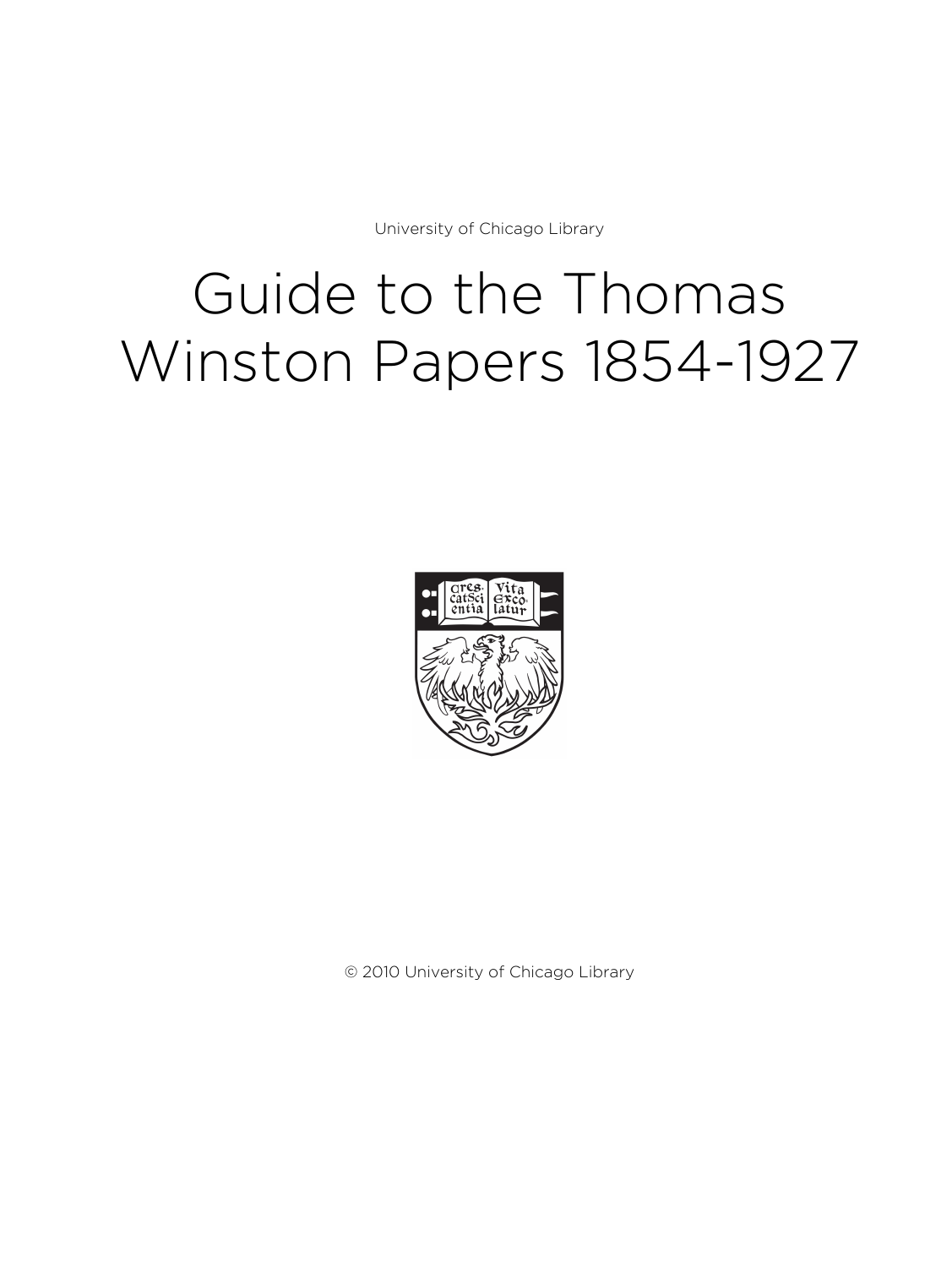University of Chicago Library

# Guide to the Thomas Winston Papers 1854-1927

© 2010 University of Chicago Library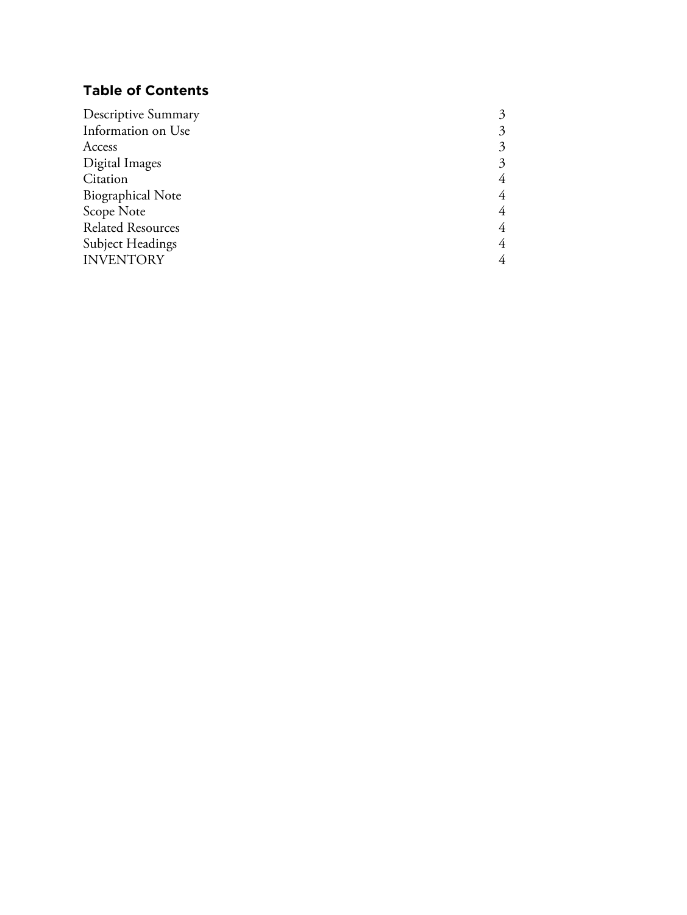## Table of Contents

| | |
|---|---|
| Descriptive Summary | 3 |
| Information on Use | 3 |
| Access | 3 |
| Digital Images | 3 |
| Citation | 4 |
| Biographical Note | 4 |
| Scope Note | 4 |
| Related Resources | 4 |
| Subject Headings | 4 |
| INVENTORY | 4 |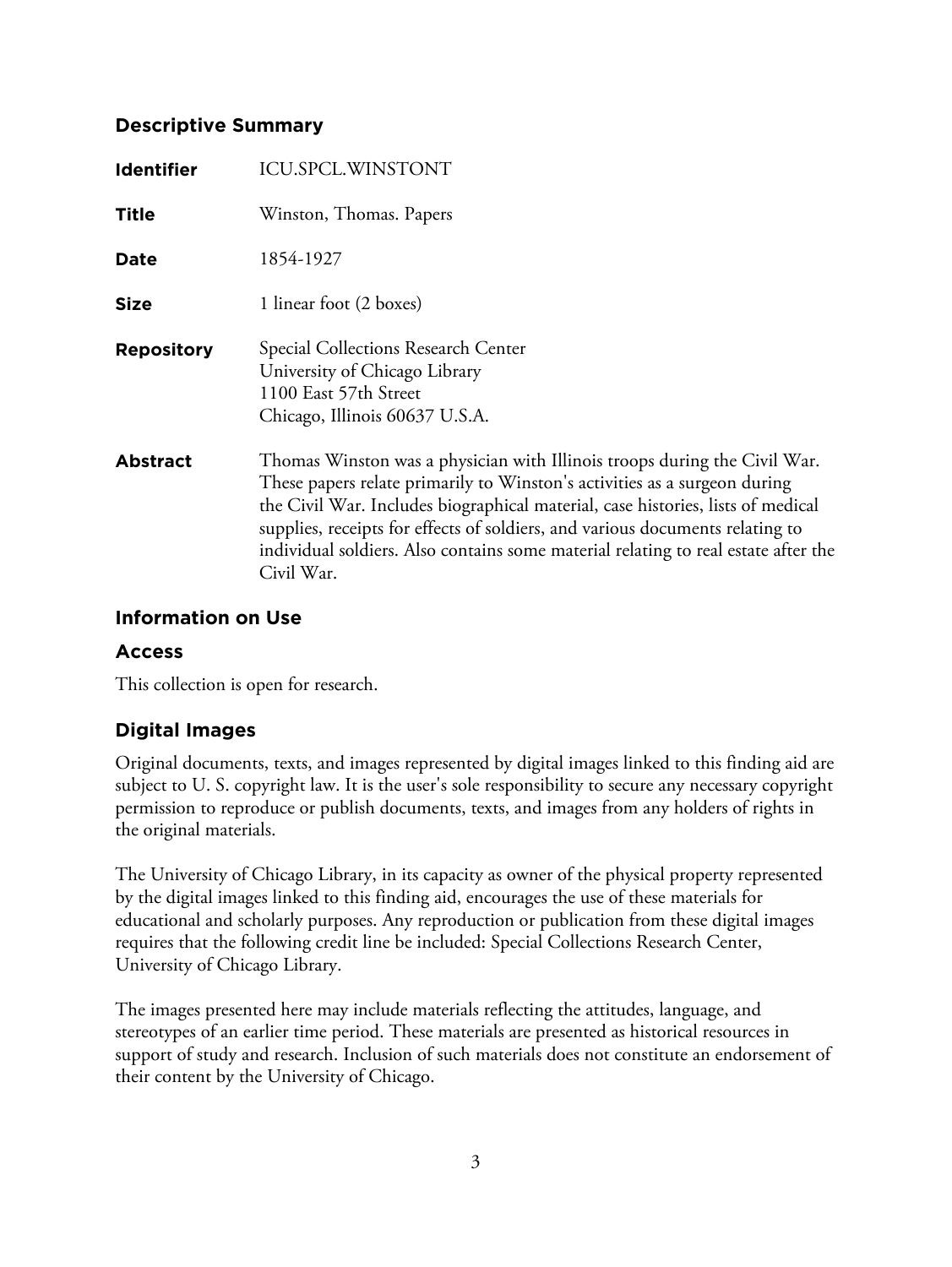## Descriptive Summary

| | |
|---|---|
| **Identifier** | ICU.SPCL.WINSTONT |
| **Title** | Winston, Thomas. Papers |
| **Date** | 1854-1927 |
| **Size** | 1 linear foot (2 boxes) |
| **Repository** | Special Collections Research Center<br>University of Chicago Library<br>1100 East 57th Street<br>Chicago, Illinois 60637 U.S.A. |
| **Abstract** | Thomas Winston was a physician with Illinois troops during the Civil War. These papers relate primarily to Winston's activities as a surgeon during the Civil War. Includes biographical material, case histories, lists of medical supplies, receipts for effects of soldiers, and various documents relating to individual soldiers. Also contains some material relating to real estate after the Civil War. |

## Information on Use

### Access

This collection is open for research.

### Digital Images

Original documents, texts, and images represented by digital images linked to this finding aid are subject to U. S. copyright law. It is the user's sole responsibility to secure any necessary copyright permission to reproduce or publish documents, texts, and images from any holders of rights in the original materials.

The University of Chicago Library, in its capacity as owner of the physical property represented by the digital images linked to this finding aid, encourages the use of these materials for educational and scholarly purposes. Any reproduction or publication from these digital images requires that the following credit line be included: Special Collections Research Center, University of Chicago Library.

The images presented here may include materials reflecting the attitudes, language, and stereotypes of an earlier time period. These materials are presented as historical resources in support of study and research. Inclusion of such materials does not constitute an endorsement of their content by the University of Chicago.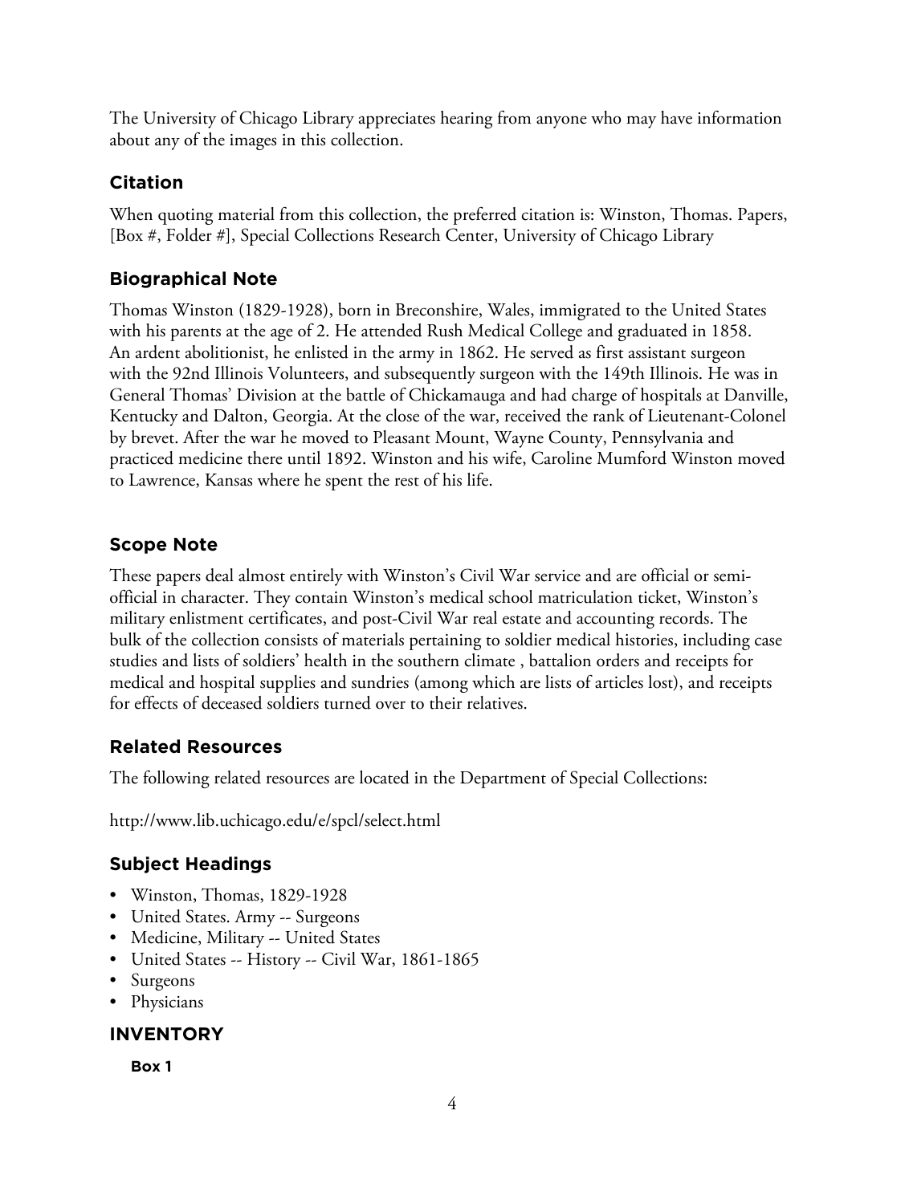The University of Chicago Library appreciates hearing from anyone who may have information about any of the images in this collection.

## Citation

When quoting material from this collection, the preferred citation is: Winston, Thomas. Papers, [Box #, Folder #], Special Collections Research Center, University of Chicago Library

## Biographical Note

Thomas Winston (1829-1928), born in Breconshire, Wales, immigrated to the United States with his parents at the age of 2. He attended Rush Medical College and graduated in 1858. An ardent abolitionist, he enlisted in the army in 1862. He served as first assistant surgeon with the 92nd Illinois Volunteers, and subsequently surgeon with the 149th Illinois. He was in General Thomas' Division at the battle of Chickamauga and had charge of hospitals at Danville, Kentucky and Dalton, Georgia. At the close of the war, received the rank of Lieutenant-Colonel by brevet. After the war he moved to Pleasant Mount, Wayne County, Pennsylvania and practiced medicine there until 1892. Winston and his wife, Caroline Mumford Winston moved to Lawrence, Kansas where he spent the rest of his life.

## Scope Note

These papers deal almost entirely with Winston's Civil War service and are official or semi-official in character. They contain Winston's medical school matriculation ticket, Winston's military enlistment certificates, and post-Civil War real estate and accounting records. The bulk of the collection consists of materials pertaining to soldier medical histories, including case studies and lists of soldiers' health in the southern climate , battalion orders and receipts for medical and hospital supplies and sundries (among which are lists of articles lost), and receipts for effects of deceased soldiers turned over to their relatives.

## Related Resources

The following related resources are located in the Department of Special Collections:

http://www.lib.uchicago.edu/e/spcl/select.html

## Subject Headings

- Winston, Thomas, 1829-1928
- United States. Army -- Surgeons
- Medicine, Military -- United States
- United States -- History -- Civil War, 1861-1865
- Surgeons
- Physicians

## INVENTORY

### Box 1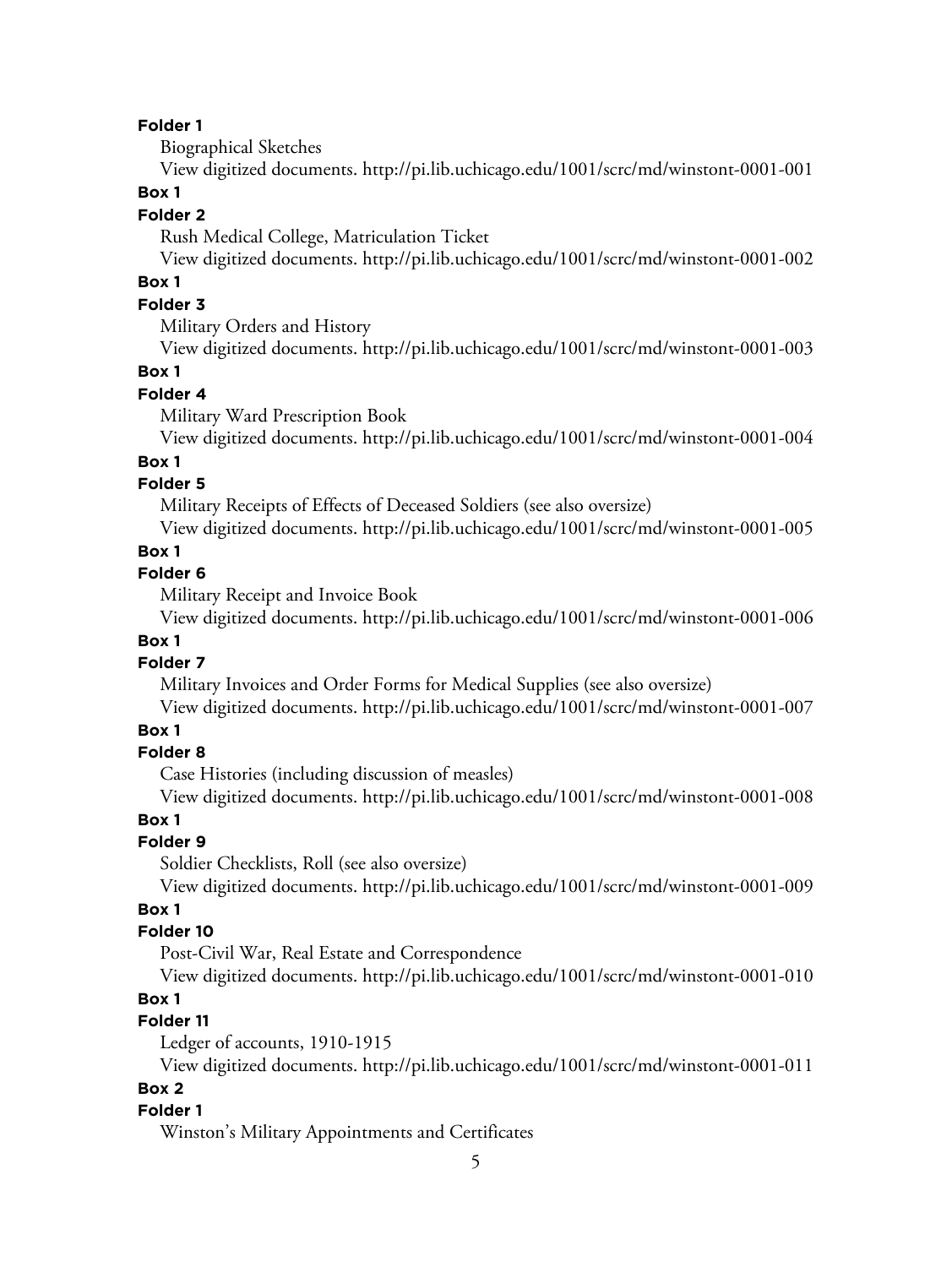**Folder 1**

Biographical Sketches

View digitized documents. http://pi.lib.uchicago.edu/1001/scrc/md/winstont-0001-001

**Box 1**

**Folder 2**

Rush Medical College, Matriculation Ticket

View digitized documents. http://pi.lib.uchicago.edu/1001/scrc/md/winstont-0001-002

**Box 1**

**Folder 3**

Military Orders and History

View digitized documents. http://pi.lib.uchicago.edu/1001/scrc/md/winstont-0001-003

**Box 1**

**Folder 4**

Military Ward Prescription Book

View digitized documents. http://pi.lib.uchicago.edu/1001/scrc/md/winstont-0001-004

**Box 1**

**Folder 5**

Military Receipts of Effects of Deceased Soldiers (see also oversize)

View digitized documents. http://pi.lib.uchicago.edu/1001/scrc/md/winstont-0001-005

**Box 1**

**Folder 6**

Military Receipt and Invoice Book

View digitized documents. http://pi.lib.uchicago.edu/1001/scrc/md/winstont-0001-006

**Box 1**

**Folder 7**

Military Invoices and Order Forms for Medical Supplies (see also oversize)

View digitized documents. http://pi.lib.uchicago.edu/1001/scrc/md/winstont-0001-007

**Box 1**

**Folder 8**

Case Histories (including discussion of measles)

View digitized documents. http://pi.lib.uchicago.edu/1001/scrc/md/winstont-0001-008

**Box 1**

**Folder 9**

Soldier Checklists, Roll (see also oversize)

View digitized documents. http://pi.lib.uchicago.edu/1001/scrc/md/winstont-0001-009

**Box 1**

**Folder 10**

Post-Civil War, Real Estate and Correspondence

View digitized documents. http://pi.lib.uchicago.edu/1001/scrc/md/winstont-0001-010

**Box 1**

**Folder 11**

Ledger of accounts, 1910-1915

View digitized documents. http://pi.lib.uchicago.edu/1001/scrc/md/winstont-0001-011

**Box 2**

**Folder 1**

Winston's Military Appointments and Certificates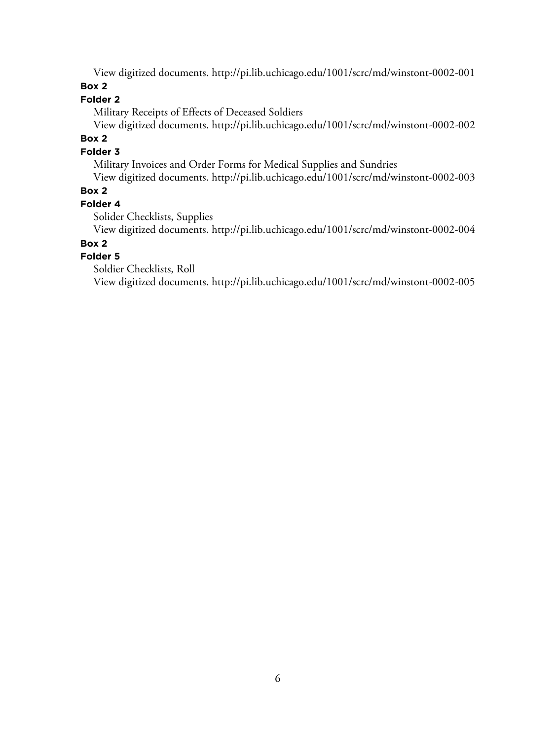View digitized documents. http://pi.lib.uchicago.edu/1001/scrc/md/winstont-0002-001

**Box 2**

**Folder 2**

Military Receipts of Effects of Deceased Soldiers

View digitized documents. http://pi.lib.uchicago.edu/1001/scrc/md/winstont-0002-002

**Box 2**

**Folder 3**

Military Invoices and Order Forms for Medical Supplies and Sundries

View digitized documents. http://pi.lib.uchicago.edu/1001/scrc/md/winstont-0002-003

**Box 2**

**Folder 4**

Solider Checklists, Supplies

View digitized documents. http://pi.lib.uchicago.edu/1001/scrc/md/winstont-0002-004

**Box 2**

**Folder 5**

Soldier Checklists, Roll

View digitized documents. http://pi.lib.uchicago.edu/1001/scrc/md/winstont-0002-005